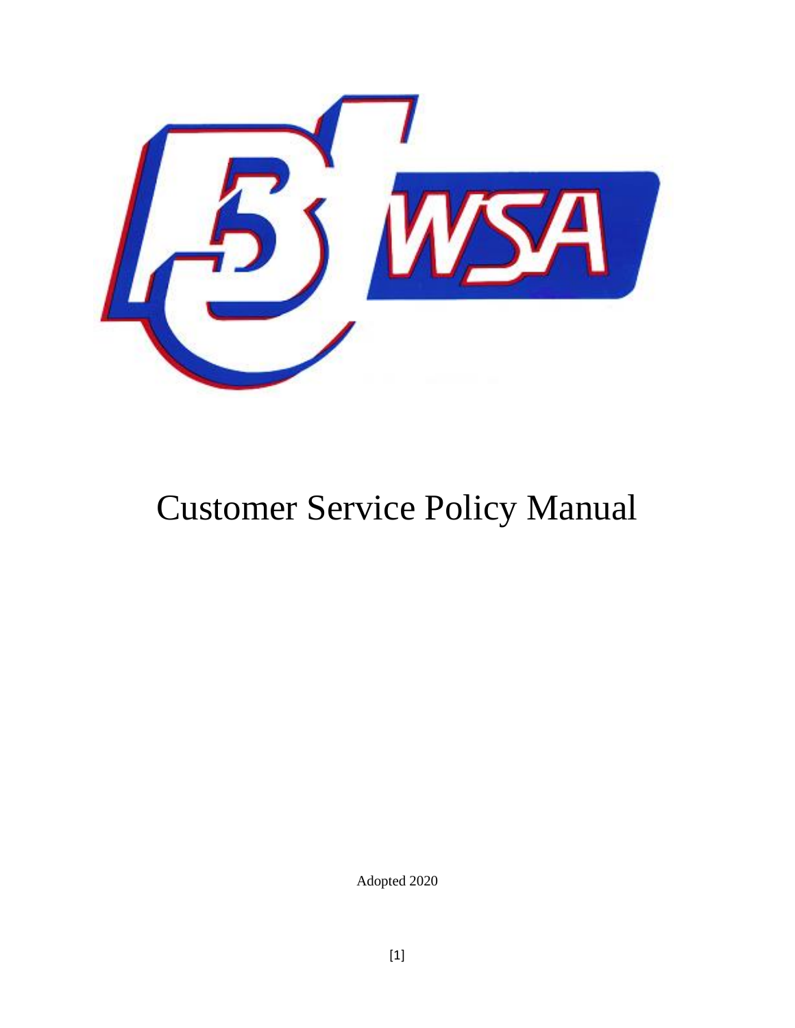# Customer Service Policy Manual

Adopted 2020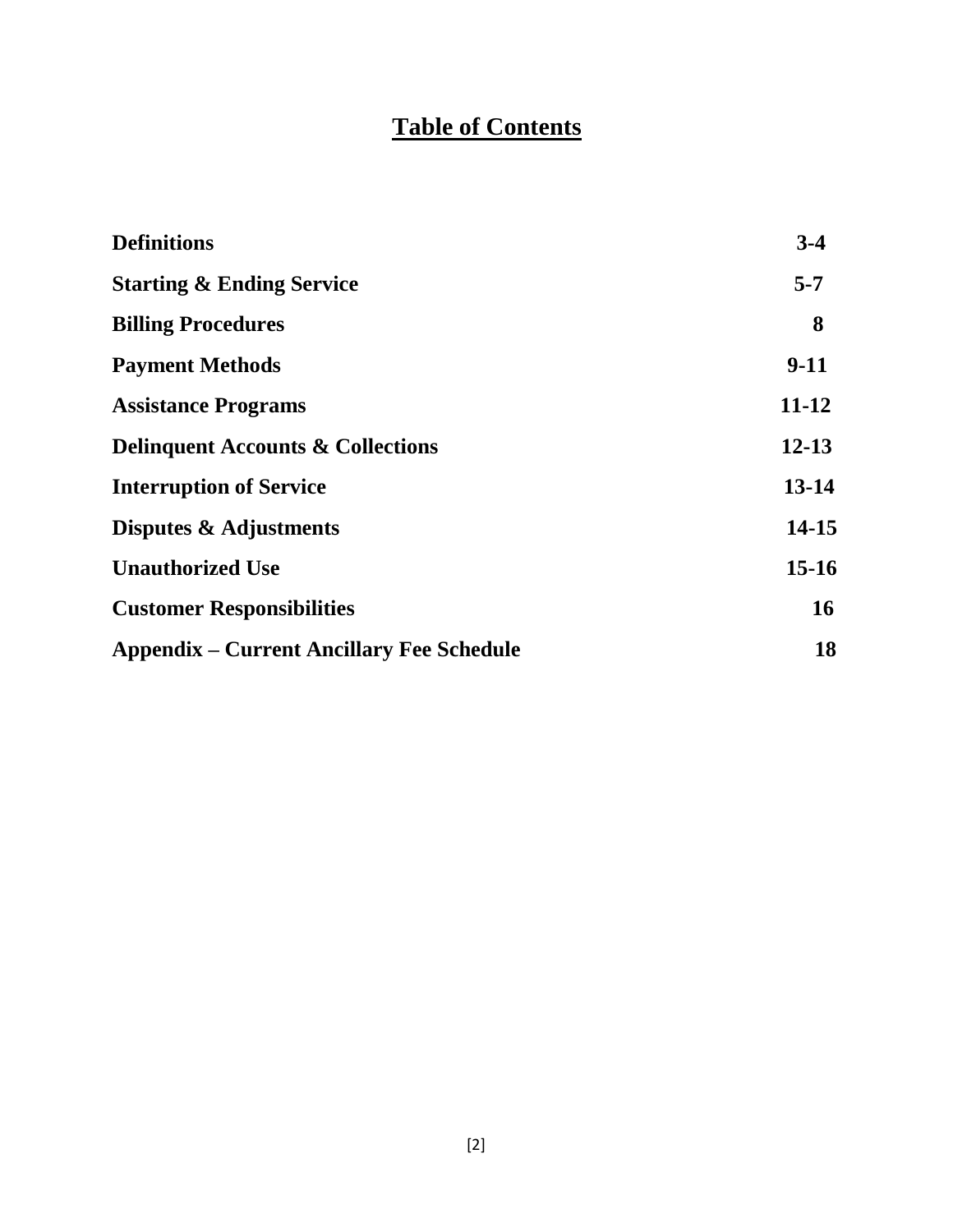# Table of Contents

| | |
|---|---|
| **Definitions** | **3-4** |
| **Starting & Ending Service** | **5-7** |
| **Billing Procedures** | **8** |
| **Payment Methods** | **9-11** |
| **Assistance Programs** | **11-12** |
| **Delinquent Accounts & Collections** | **12-13** |
| **Interruption of Service** | **13-14** |
| **Disputes & Adjustments** | **14-15** |
| **Unauthorized Use** | **15-16** |
| **Customer Responsibilities** | **16** |
| **Appendix – Current Ancillary Fee Schedule** | **18** |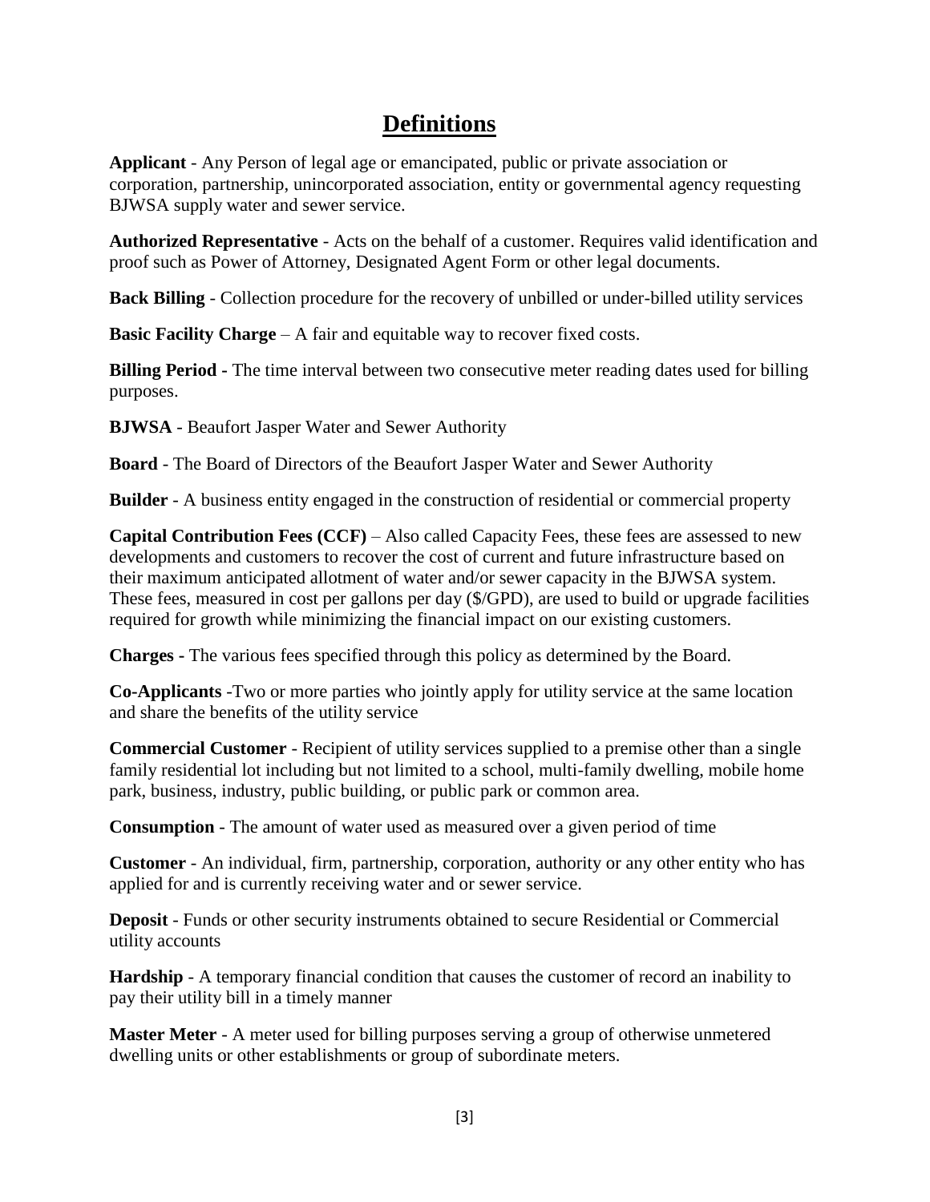# Definitions

**Applicant** - Any Person of legal age or emancipated, public or private association or corporation, partnership, unincorporated association, entity or governmental agency requesting BJWSA supply water and sewer service.

**Authorized Representative** - Acts on the behalf of a customer. Requires valid identification and proof such as Power of Attorney, Designated Agent Form or other legal documents.

**Back Billing** - Collection procedure for the recovery of unbilled or under-billed utility services

**Basic Facility Charge** – A fair and equitable way to recover fixed costs.

**Billing Period** - The time interval between two consecutive meter reading dates used for billing purposes.

**BJWSA** - Beaufort Jasper Water and Sewer Authority

**Board** - The Board of Directors of the Beaufort Jasper Water and Sewer Authority

**Builder** - A business entity engaged in the construction of residential or commercial property

**Capital Contribution Fees (CCF)** – Also called Capacity Fees, these fees are assessed to new developments and customers to recover the cost of current and future infrastructure based on their maximum anticipated allotment of water and/or sewer capacity in the BJWSA system. These fees, measured in cost per gallons per day ($/GPD), are used to build or upgrade facilities required for growth while minimizing the financial impact on our existing customers.

**Charges** - The various fees specified through this policy as determined by the Board.

**Co-Applicants** -Two or more parties who jointly apply for utility service at the same location and share the benefits of the utility service

**Commercial Customer** - Recipient of utility services supplied to a premise other than a single family residential lot including but not limited to a school, multi-family dwelling, mobile home park, business, industry, public building, or public park or common area.

**Consumption** - The amount of water used as measured over a given period of time

**Customer** - An individual, firm, partnership, corporation, authority or any other entity who has applied for and is currently receiving water and or sewer service.

**Deposit** - Funds or other security instruments obtained to secure Residential or Commercial utility accounts

**Hardship** - A temporary financial condition that causes the customer of record an inability to pay their utility bill in a timely manner

**Master Meter** - A meter used for billing purposes serving a group of otherwise unmetered dwelling units or other establishments or group of subordinate meters.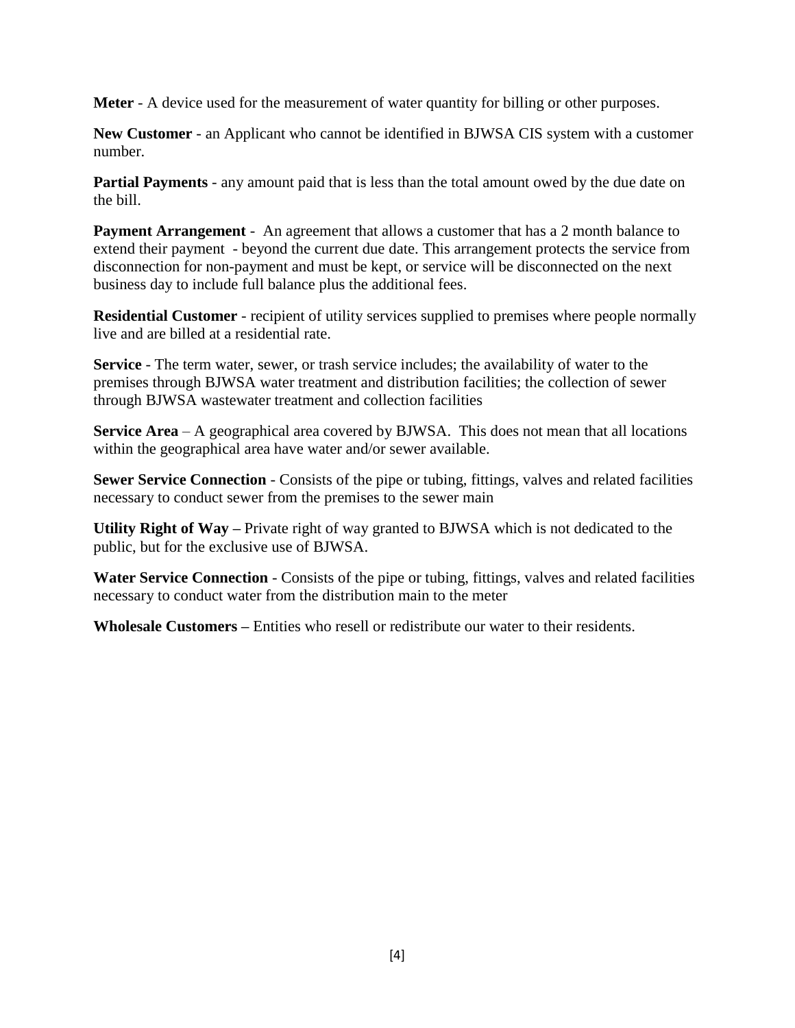**Meter** - A device used for the measurement of water quantity for billing or other purposes.

**New Customer** - an Applicant who cannot be identified in BJWSA CIS system with a customer number.

**Partial Payments** - any amount paid that is less than the total amount owed by the due date on the bill.

**Payment Arrangement** - An agreement that allows a customer that has a 2 month balance to extend their payment - beyond the current due date. This arrangement protects the service from disconnection for non-payment and must be kept, or service will be disconnected on the next business day to include full balance plus the additional fees.

**Residential Customer** - recipient of utility services supplied to premises where people normally live and are billed at a residential rate.

**Service** - The term water, sewer, or trash service includes; the availability of water to the premises through BJWSA water treatment and distribution facilities; the collection of sewer through BJWSA wastewater treatment and collection facilities

**Service Area** – A geographical area covered by BJWSA. This does not mean that all locations within the geographical area have water and/or sewer available.

**Sewer Service Connection** - Consists of the pipe or tubing, fittings, valves and related facilities necessary to conduct sewer from the premises to the sewer main

**Utility Right of Way –** Private right of way granted to BJWSA which is not dedicated to the public, but for the exclusive use of BJWSA.

**Water Service Connection** - Consists of the pipe or tubing, fittings, valves and related facilities necessary to conduct water from the distribution main to the meter

**Wholesale Customers –** Entities who resell or redistribute our water to their residents.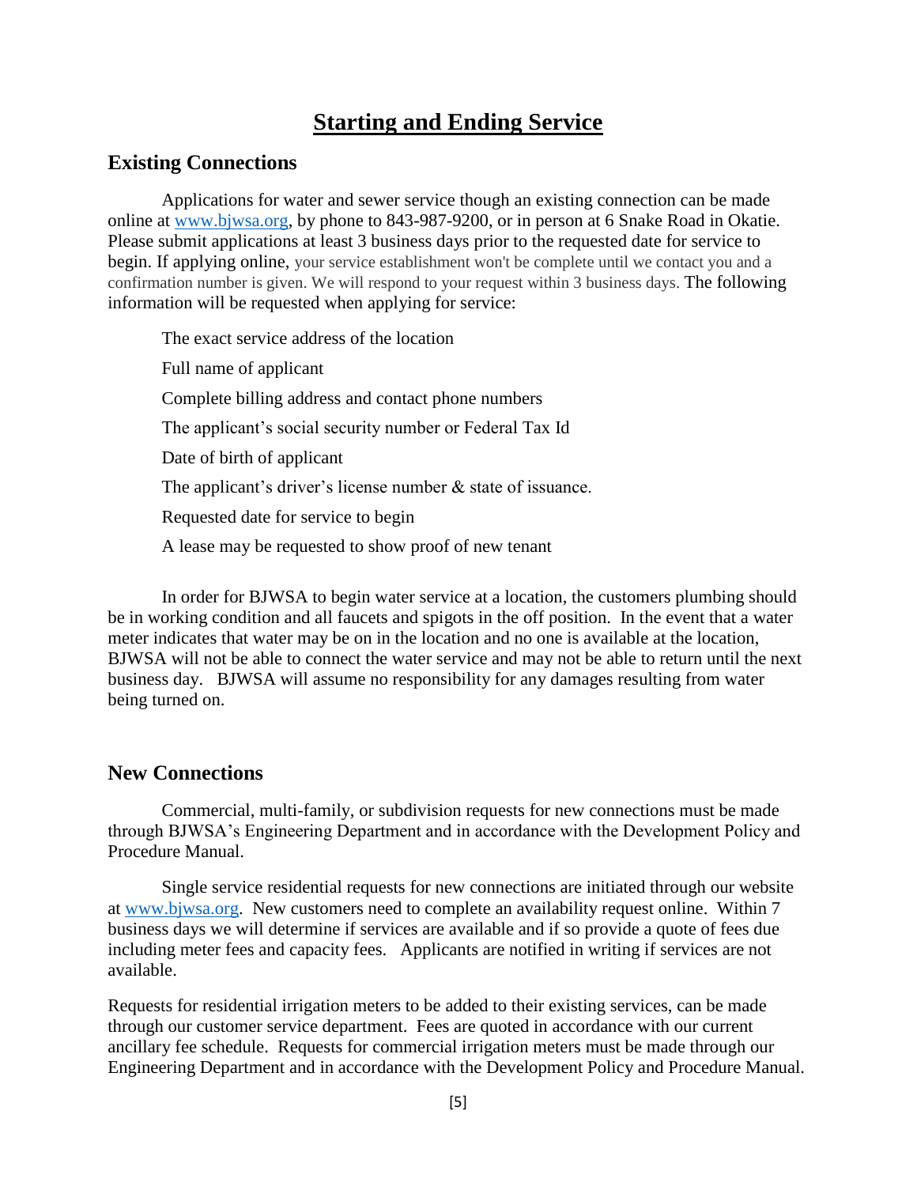# Starting and Ending Service

## Existing Connections

Applications for water and sewer service though an existing connection can be made online at www.bjwsa.org, by phone to 843-987-9200, or in person at 6 Snake Road in Okatie. Please submit applications at least 3 business days prior to the requested date for service to begin. If applying online, your service establishment won't be complete until we contact you and a confirmation number is given. We will respond to your request within 3 business days. The following information will be requested when applying for service:

The exact service address of the location

Full name of applicant

Complete billing address and contact phone numbers

The applicant's social security number or Federal Tax Id

Date of birth of applicant

The applicant's driver's license number & state of issuance.

Requested date for service to begin

A lease may be requested to show proof of new tenant

In order for BJWSA to begin water service at a location, the customers plumbing should be in working condition and all faucets and spigots in the off position. In the event that a water meter indicates that water may be on in the location and no one is available at the location, BJWSA will not be able to connect the water service and may not be able to return until the next business day. BJWSA will assume no responsibility for any damages resulting from water being turned on.

## New Connections

Commercial, multi-family, or subdivision requests for new connections must be made through BJWSA's Engineering Department and in accordance with the Development Policy and Procedure Manual.

Single service residential requests for new connections are initiated through our website at www.bjwsa.org. New customers need to complete an availability request online. Within 7 business days we will determine if services are available and if so provide a quote of fees due including meter fees and capacity fees. Applicants are notified in writing if services are not available.

Requests for residential irrigation meters to be added to their existing services, can be made through our customer service department. Fees are quoted in accordance with our current ancillary fee schedule. Requests for commercial irrigation meters must be made through our Engineering Department and in accordance with the Development Policy and Procedure Manual.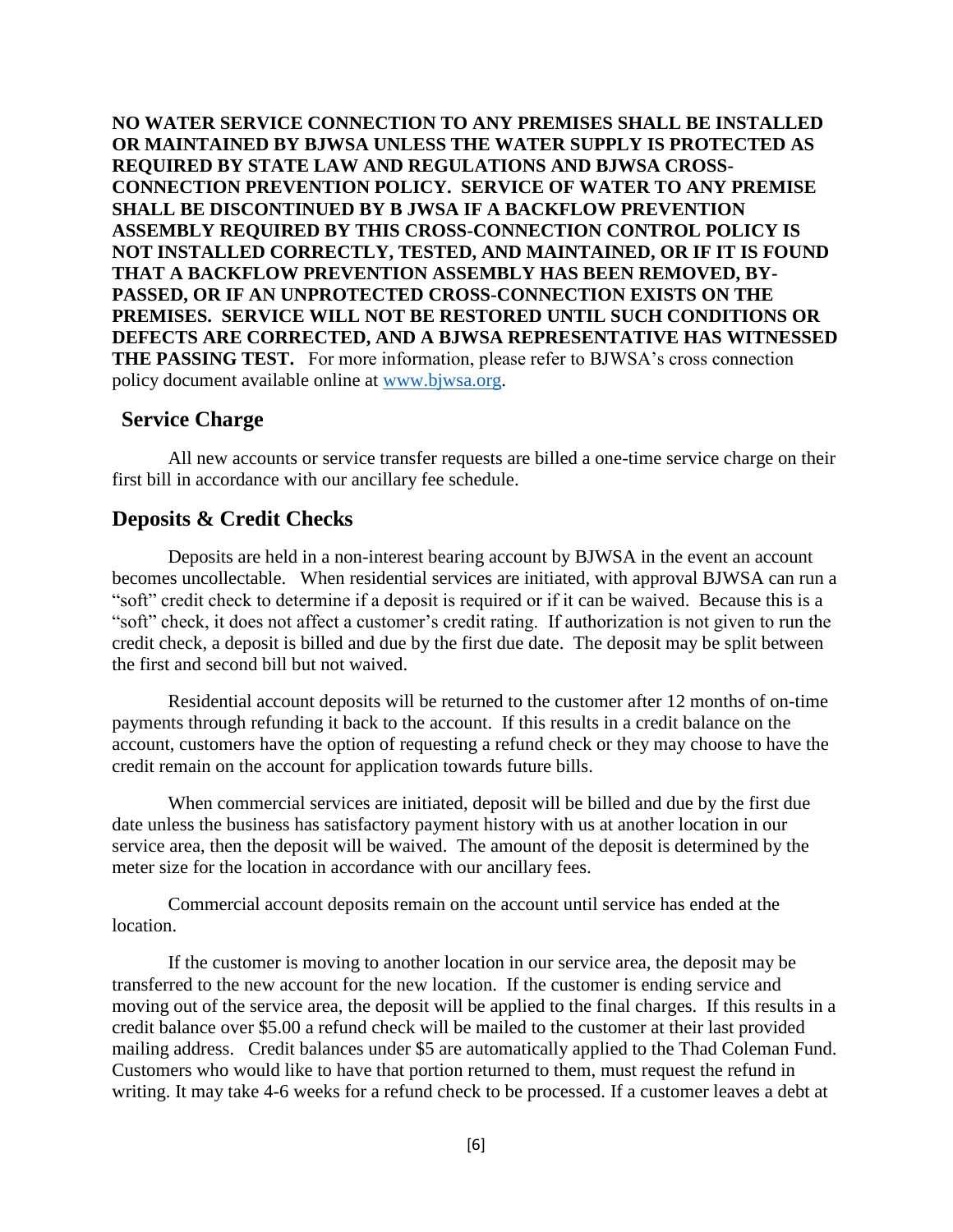**NO WATER SERVICE CONNECTION TO ANY PREMISES SHALL BE INSTALLED OR MAINTAINED BY BJWSA UNLESS THE WATER SUPPLY IS PROTECTED AS REQUIRED BY STATE LAW AND REGULATIONS AND BJWSA CROSS-CONNECTION PREVENTION POLICY. SERVICE OF WATER TO ANY PREMISE SHALL BE DISCONTINUED BY B JWSA IF A BACKFLOW PREVENTION ASSEMBLY REQUIRED BY THIS CROSS-CONNECTION CONTROL POLICY IS NOT INSTALLED CORRECTLY, TESTED, AND MAINTAINED, OR IF IT IS FOUND THAT A BACKFLOW PREVENTION ASSEMBLY HAS BEEN REMOVED, BY-PASSED, OR IF AN UNPROTECTED CROSS-CONNECTION EXISTS ON THE PREMISES. SERVICE WILL NOT BE RESTORED UNTIL SUCH CONDITIONS OR DEFECTS ARE CORRECTED, AND A BJWSA REPRESENTATIVE HAS WITNESSED THE PASSING TEST.** For more information, please refer to BJWSA's cross connection policy document available online at [www.bjwsa.org](http://www.bjwsa.org).

## Service Charge

All new accounts or service transfer requests are billed a one-time service charge on their first bill in accordance with our ancillary fee schedule.

## Deposits & Credit Checks

Deposits are held in a non-interest bearing account by BJWSA in the event an account becomes uncollectable. When residential services are initiated, with approval BJWSA can run a "soft" credit check to determine if a deposit is required or if it can be waived. Because this is a "soft" check, it does not affect a customer's credit rating. If authorization is not given to run the credit check, a deposit is billed and due by the first due date. The deposit may be split between the first and second bill but not waived.

Residential account deposits will be returned to the customer after 12 months of on-time payments through refunding it back to the account. If this results in a credit balance on the account, customers have the option of requesting a refund check or they may choose to have the credit remain on the account for application towards future bills.

When commercial services are initiated, deposit will be billed and due by the first due date unless the business has satisfactory payment history with us at another location in our service area, then the deposit will be waived. The amount of the deposit is determined by the meter size for the location in accordance with our ancillary fees.

Commercial account deposits remain on the account until service has ended at the location.

If the customer is moving to another location in our service area, the deposit may be transferred to the new account for the new location. If the customer is ending service and moving out of the service area, the deposit will be applied to the final charges. If this results in a credit balance over $5.00 a refund check will be mailed to the customer at their last provided mailing address. Credit balances under $5 are automatically applied to the Thad Coleman Fund. Customers who would like to have that portion returned to them, must request the refund in writing. It may take 4-6 weeks for a refund check to be processed. If a customer leaves a debt at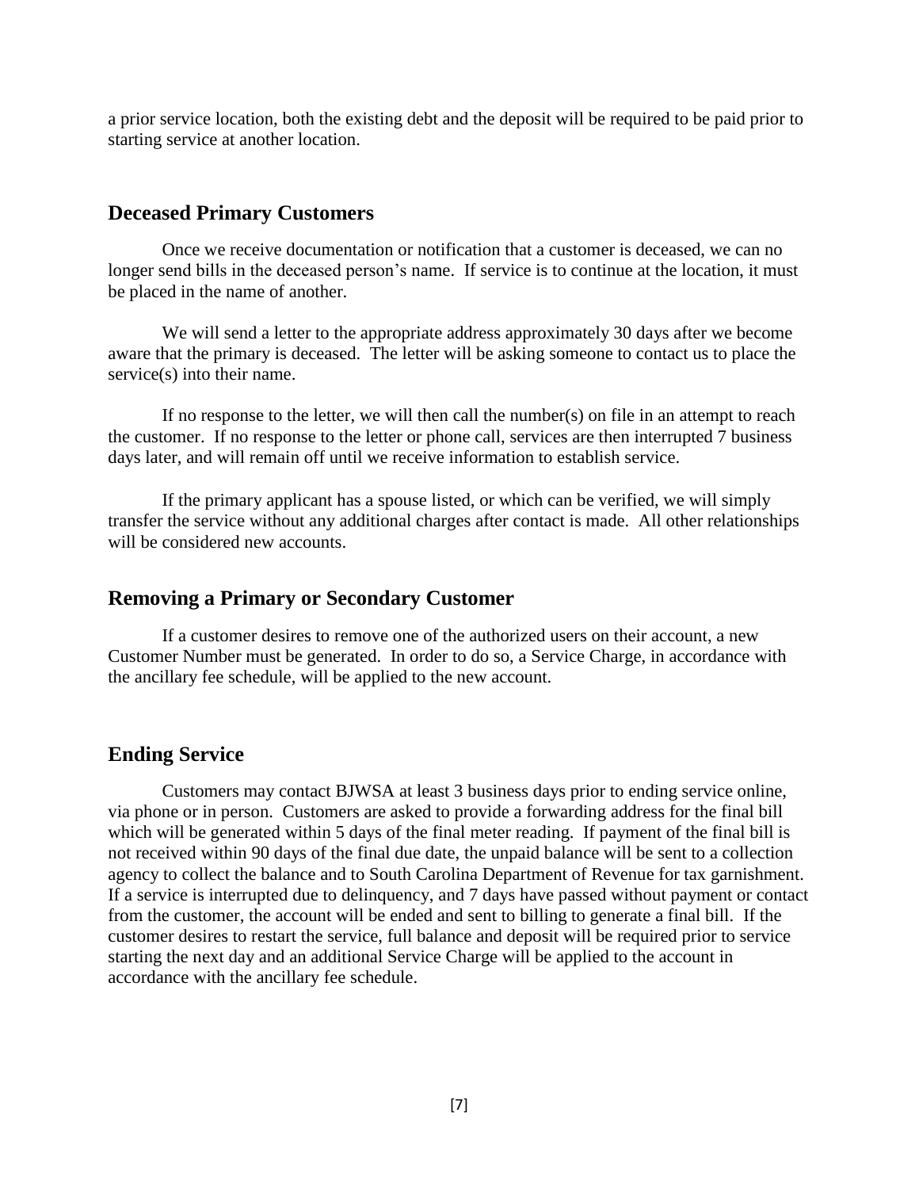a prior service location, both the existing debt and the deposit will be required to be paid prior to starting service at another location.

## Deceased Primary Customers

Once we receive documentation or notification that a customer is deceased, we can no longer send bills in the deceased person's name. If service is to continue at the location, it must be placed in the name of another.

We will send a letter to the appropriate address approximately 30 days after we become aware that the primary is deceased. The letter will be asking someone to contact us to place the service(s) into their name.

If no response to the letter, we will then call the number(s) on file in an attempt to reach the customer. If no response to the letter or phone call, services are then interrupted 7 business days later, and will remain off until we receive information to establish service.

If the primary applicant has a spouse listed, or which can be verified, we will simply transfer the service without any additional charges after contact is made. All other relationships will be considered new accounts.

## Removing a Primary or Secondary Customer

If a customer desires to remove one of the authorized users on their account, a new Customer Number must be generated. In order to do so, a Service Charge, in accordance with the ancillary fee schedule, will be applied to the new account.

## Ending Service

Customers may contact BJWSA at least 3 business days prior to ending service online, via phone or in person. Customers are asked to provide a forwarding address for the final bill which will be generated within 5 days of the final meter reading. If payment of the final bill is not received within 90 days of the final due date, the unpaid balance will be sent to a collection agency to collect the balance and to South Carolina Department of Revenue for tax garnishment. If a service is interrupted due to delinquency, and 7 days have passed without payment or contact from the customer, the account will be ended and sent to billing to generate a final bill. If the customer desires to restart the service, full balance and deposit will be required prior to service starting the next day and an additional Service Charge will be applied to the account in accordance with the ancillary fee schedule.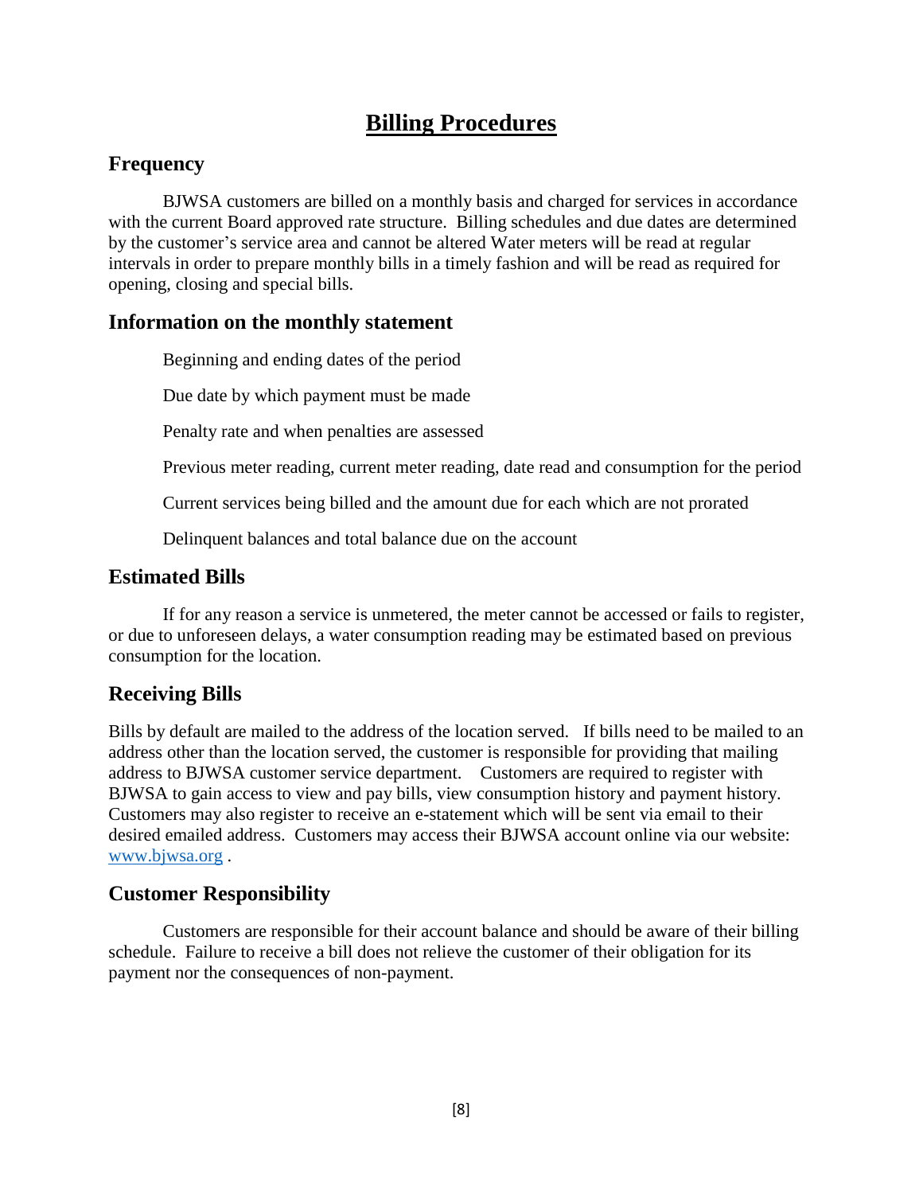# Billing Procedures

## Frequency

BJWSA customers are billed on a monthly basis and charged for services in accordance with the current Board approved rate structure. Billing schedules and due dates are determined by the customer's service area and cannot be altered Water meters will be read at regular intervals in order to prepare monthly bills in a timely fashion and will be read as required for opening, closing and special bills.

## Information on the monthly statement

Beginning and ending dates of the period

Due date by which payment must be made

Penalty rate and when penalties are assessed

Previous meter reading, current meter reading, date read and consumption for the period

Current services being billed and the amount due for each which are not prorated

Delinquent balances and total balance due on the account

## Estimated Bills

If for any reason a service is unmetered, the meter cannot be accessed or fails to register, or due to unforeseen delays, a water consumption reading may be estimated based on previous consumption for the location.

## Receiving Bills

Bills by default are mailed to the address of the location served. If bills need to be mailed to an address other than the location served, the customer is responsible for providing that mailing address to BJWSA customer service department. Customers are required to register with BJWSA to gain access to view and pay bills, view consumption history and payment history. Customers may also register to receive an e-statement which will be sent via email to their desired emailed address. Customers may access their BJWSA account online via our website: www.bjwsa.org .

## Customer Responsibility

Customers are responsible for their account balance and should be aware of their billing schedule. Failure to receive a bill does not relieve the customer of their obligation for its payment nor the consequences of non-payment.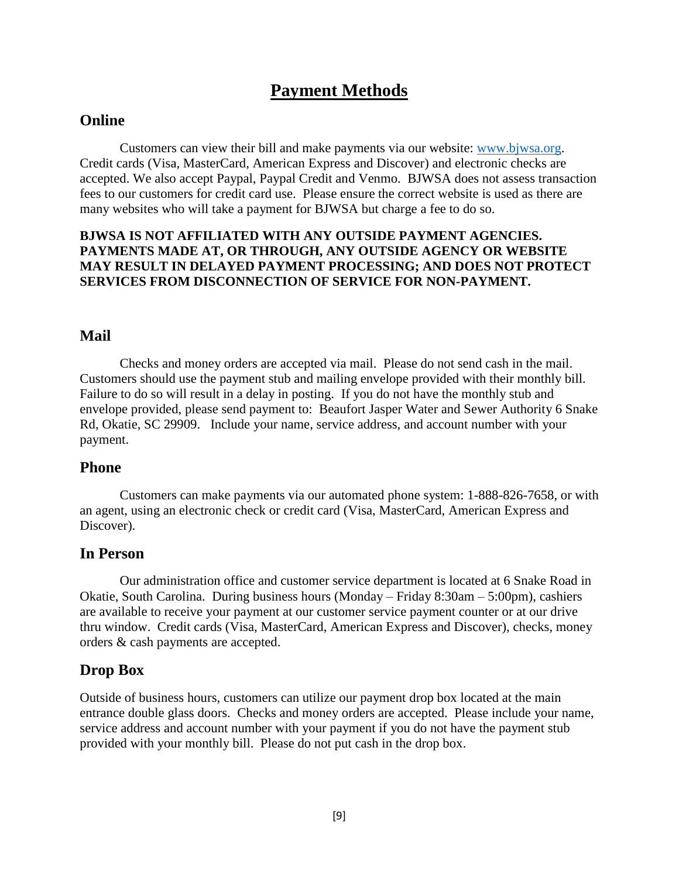# Payment Methods

## Online

Customers can view their bill and make payments via our website: www.bjwsa.org. Credit cards (Visa, MasterCard, American Express and Discover) and electronic checks are accepted. We also accept Paypal, Paypal Credit and Venmo. BJWSA does not assess transaction fees to our customers for credit card use. Please ensure the correct website is used as there are many websites who will take a payment for BJWSA but charge a fee to do so.

**BJWSA IS NOT AFFILIATED WITH ANY OUTSIDE PAYMENT AGENCIES. PAYMENTS MADE AT, OR THROUGH, ANY OUTSIDE AGENCY OR WEBSITE MAY RESULT IN DELAYED PAYMENT PROCESSING; AND DOES NOT PROTECT SERVICES FROM DISCONNECTION OF SERVICE FOR NON-PAYMENT.**

## Mail

Checks and money orders are accepted via mail. Please do not send cash in the mail. Customers should use the payment stub and mailing envelope provided with their monthly bill. Failure to do so will result in a delay in posting. If you do not have the monthly stub and envelope provided, please send payment to: Beaufort Jasper Water and Sewer Authority 6 Snake Rd, Okatie, SC 29909. Include your name, service address, and account number with your payment.

## Phone

Customers can make payments via our automated phone system: 1-888-826-7658, or with an agent, using an electronic check or credit card (Visa, MasterCard, American Express and Discover).

## In Person

Our administration office and customer service department is located at 6 Snake Road in Okatie, South Carolina. During business hours (Monday – Friday 8:30am – 5:00pm), cashiers are available to receive your payment at our customer service payment counter or at our drive thru window. Credit cards (Visa, MasterCard, American Express and Discover), checks, money orders & cash payments are accepted.

## Drop Box

Outside of business hours, customers can utilize our payment drop box located at the main entrance double glass doors. Checks and money orders are accepted. Please include your name, service address and account number with your payment if you do not have the payment stub provided with your monthly bill. Please do not put cash in the drop box.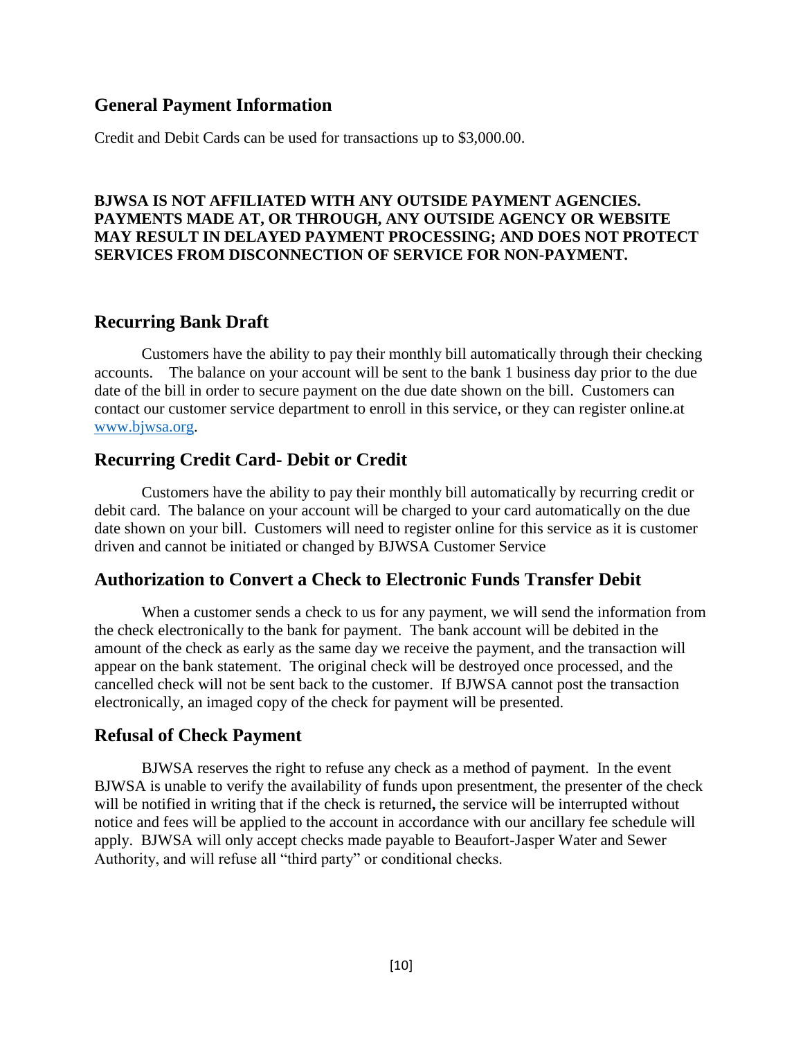## General Payment Information

Credit and Debit Cards can be used for transactions up to $3,000.00.

**BJWSA IS NOT AFFILIATED WITH ANY OUTSIDE PAYMENT AGENCIES. PAYMENTS MADE AT, OR THROUGH, ANY OUTSIDE AGENCY OR WEBSITE MAY RESULT IN DELAYED PAYMENT PROCESSING; AND DOES NOT PROTECT SERVICES FROM DISCONNECTION OF SERVICE FOR NON-PAYMENT.**

## Recurring Bank Draft

Customers have the ability to pay their monthly bill automatically through their checking accounts. The balance on your account will be sent to the bank 1 business day prior to the due date of the bill in order to secure payment on the due date shown on the bill. Customers can contact our customer service department to enroll in this service, or they can register online.at www.bjwsa.org.

## Recurring Credit Card- Debit or Credit

Customers have the ability to pay their monthly bill automatically by recurring credit or debit card. The balance on your account will be charged to your card automatically on the due date shown on your bill. Customers will need to register online for this service as it is customer driven and cannot be initiated or changed by BJWSA Customer Service

## Authorization to Convert a Check to Electronic Funds Transfer Debit

When a customer sends a check to us for any payment, we will send the information from the check electronically to the bank for payment. The bank account will be debited in the amount of the check as early as the same day we receive the payment, and the transaction will appear on the bank statement. The original check will be destroyed once processed, and the cancelled check will not be sent back to the customer. If BJWSA cannot post the transaction electronically, an imaged copy of the check for payment will be presented.

## Refusal of Check Payment

BJWSA reserves the right to refuse any check as a method of payment. In the event BJWSA is unable to verify the availability of funds upon presentment, the presenter of the check will be notified in writing that if the check is returned**,** the service will be interrupted without notice and fees will be applied to the account in accordance with our ancillary fee schedule will apply. BJWSA will only accept checks made payable to Beaufort-Jasper Water and Sewer Authority, and will refuse all "third party" or conditional checks.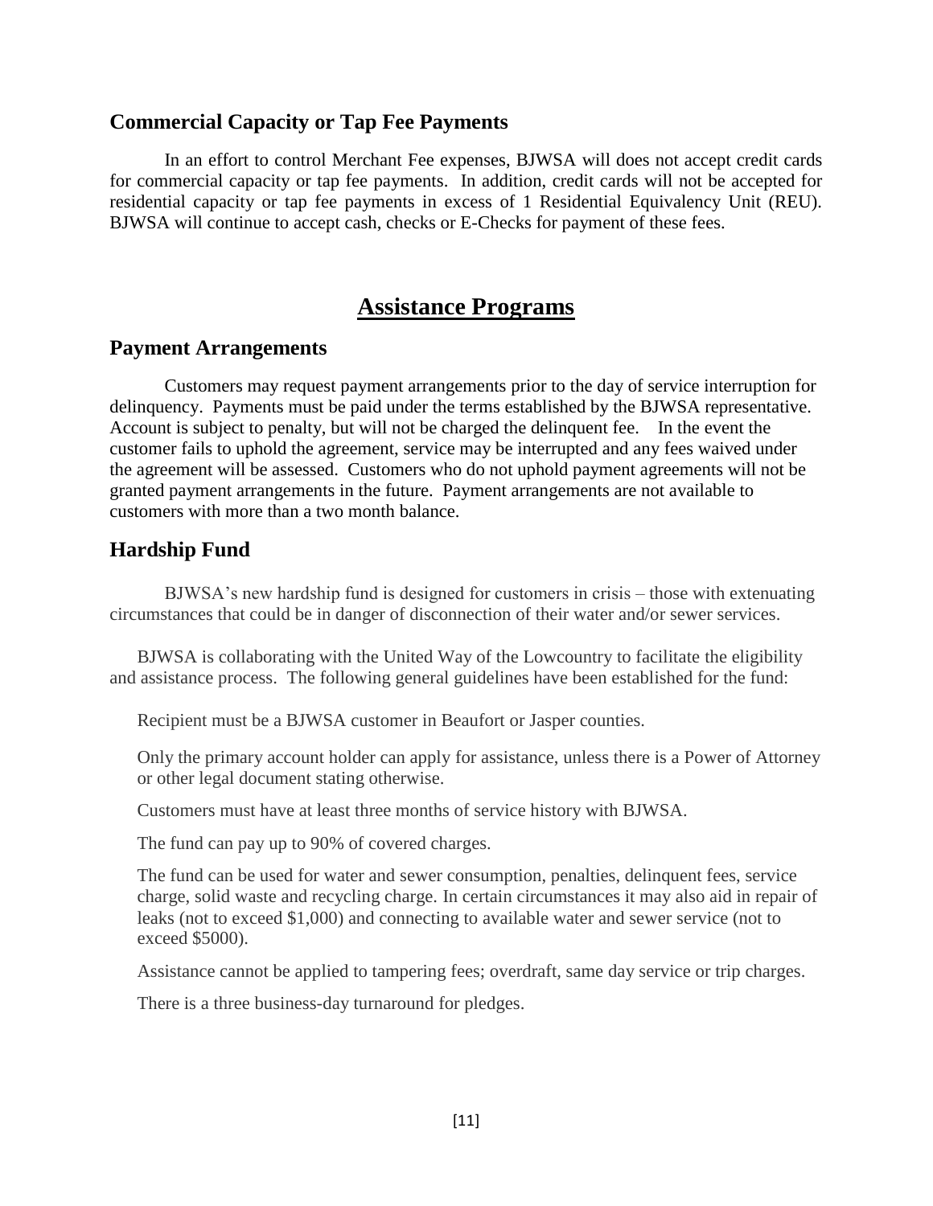## Commercial Capacity or Tap Fee Payments

In an effort to control Merchant Fee expenses, BJWSA will does not accept credit cards for commercial capacity or tap fee payments. In addition, credit cards will not be accepted for residential capacity or tap fee payments in excess of 1 Residential Equivalency Unit (REU). BJWSA will continue to accept cash, checks or E-Checks for payment of these fees.

# Assistance Programs

## Payment Arrangements

Customers may request payment arrangements prior to the day of service interruption for delinquency. Payments must be paid under the terms established by the BJWSA representative. Account is subject to penalty, but will not be charged the delinquent fee. In the event the customer fails to uphold the agreement, service may be interrupted and any fees waived under the agreement will be assessed. Customers who do not uphold payment agreements will not be granted payment arrangements in the future. Payment arrangements are not available to customers with more than a two month balance.

## Hardship Fund

BJWSA's new hardship fund is designed for customers in crisis – those with extenuating circumstances that could be in danger of disconnection of their water and/or sewer services.

BJWSA is collaborating with the United Way of the Lowcountry to facilitate the eligibility and assistance process. The following general guidelines have been established for the fund:

Recipient must be a BJWSA customer in Beaufort or Jasper counties.

Only the primary account holder can apply for assistance, unless there is a Power of Attorney or other legal document stating otherwise.

Customers must have at least three months of service history with BJWSA.

The fund can pay up to 90% of covered charges.

The fund can be used for water and sewer consumption, penalties, delinquent fees, service charge, solid waste and recycling charge. In certain circumstances it may also aid in repair of leaks (not to exceed $1,000) and connecting to available water and sewer service (not to exceed $5000).

Assistance cannot be applied to tampering fees; overdraft, same day service or trip charges.

There is a three business-day turnaround for pledges.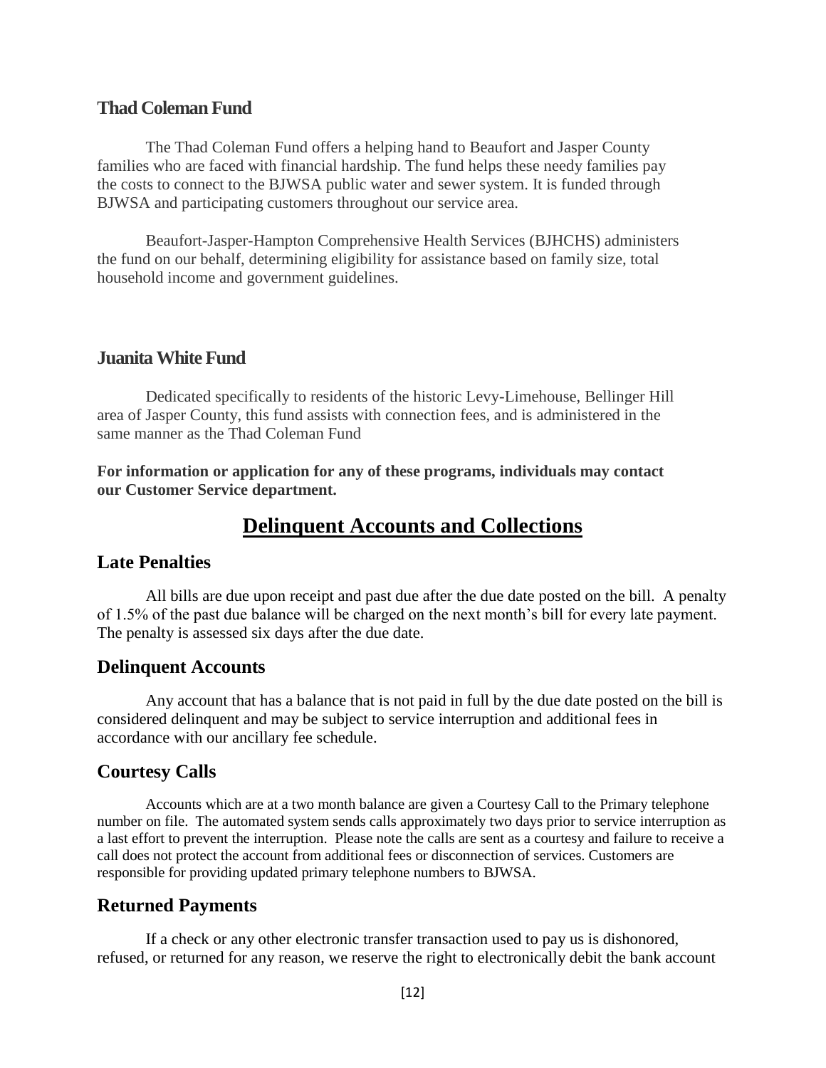### Thad Coleman Fund

The Thad Coleman Fund offers a helping hand to Beaufort and Jasper County families who are faced with financial hardship. The fund helps these needy families pay the costs to connect to the BJWSA public water and sewer system. It is funded through BJWSA and participating customers throughout our service area.

Beaufort-Jasper-Hampton Comprehensive Health Services (BJHCHS) administers the fund on our behalf, determining eligibility for assistance based on family size, total household income and government guidelines.

### Juanita White Fund

Dedicated specifically to residents of the historic Levy-Limehouse, Bellinger Hill area of Jasper County, this fund assists with connection fees, and is administered in the same manner as the Thad Coleman Fund

**For information or application for any of these programs, individuals may contact our Customer Service department.**

# Delinquent Accounts and Collections

## Late Penalties

All bills are due upon receipt and past due after the due date posted on the bill. A penalty of 1.5% of the past due balance will be charged on the next month's bill for every late payment. The penalty is assessed six days after the due date.

## Delinquent Accounts

Any account that has a balance that is not paid in full by the due date posted on the bill is considered delinquent and may be subject to service interruption and additional fees in accordance with our ancillary fee schedule.

## Courtesy Calls

Accounts which are at a two month balance are given a Courtesy Call to the Primary telephone number on file. The automated system sends calls approximately two days prior to service interruption as a last effort to prevent the interruption. Please note the calls are sent as a courtesy and failure to receive a call does not protect the account from additional fees or disconnection of services. Customers are responsible for providing updated primary telephone numbers to BJWSA.

## Returned Payments

If a check or any other electronic transfer transaction used to pay us is dishonored, refused, or returned for any reason, we reserve the right to electronically debit the bank account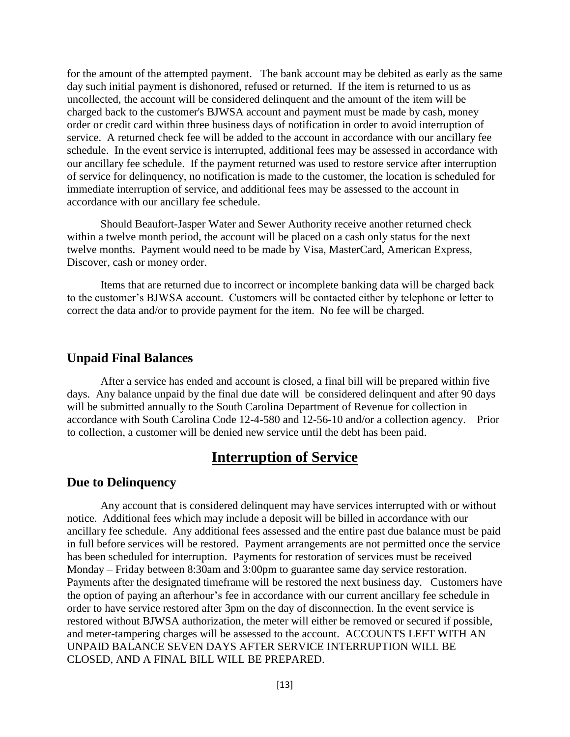for the amount of the attempted payment. The bank account may be debited as early as the same day such initial payment is dishonored, refused or returned. If the item is returned to us as uncollected, the account will be considered delinquent and the amount of the item will be charged back to the customer's BJWSA account and payment must be made by cash, money order or credit card within three business days of notification in order to avoid interruption of service. A returned check fee will be added to the account in accordance with our ancillary fee schedule. In the event service is interrupted, additional fees may be assessed in accordance with our ancillary fee schedule. If the payment returned was used to restore service after interruption of service for delinquency, no notification is made to the customer, the location is scheduled for immediate interruption of service, and additional fees may be assessed to the account in accordance with our ancillary fee schedule.

Should Beaufort-Jasper Water and Sewer Authority receive another returned check within a twelve month period, the account will be placed on a cash only status for the next twelve months. Payment would need to be made by Visa, MasterCard, American Express, Discover, cash or money order.

Items that are returned due to incorrect or incomplete banking data will be charged back to the customer's BJWSA account. Customers will be contacted either by telephone or letter to correct the data and/or to provide payment for the item. No fee will be charged.

### Unpaid Final Balances

After a service has ended and account is closed, a final bill will be prepared within five days. Any balance unpaid by the final due date will be considered delinquent and after 90 days will be submitted annually to the South Carolina Department of Revenue for collection in accordance with South Carolina Code 12-4-580 and 12-56-10 and/or a collection agency. Prior to collection, a customer will be denied new service until the debt has been paid.

## Interruption of Service

### Due to Delinquency

Any account that is considered delinquent may have services interrupted with or without notice. Additional fees which may include a deposit will be billed in accordance with our ancillary fee schedule. Any additional fees assessed and the entire past due balance must be paid in full before services will be restored. Payment arrangements are not permitted once the service has been scheduled for interruption. Payments for restoration of services must be received Monday – Friday between 8:30am and 3:00pm to guarantee same day service restoration. Payments after the designated timeframe will be restored the next business day. Customers have the option of paying an afterhour's fee in accordance with our current ancillary fee schedule in order to have service restored after 3pm on the day of disconnection. In the event service is restored without BJWSA authorization, the meter will either be removed or secured if possible, and meter-tampering charges will be assessed to the account. ACCOUNTS LEFT WITH AN UNPAID BALANCE SEVEN DAYS AFTER SERVICE INTERRUPTION WILL BE CLOSED, AND A FINAL BILL WILL BE PREPARED.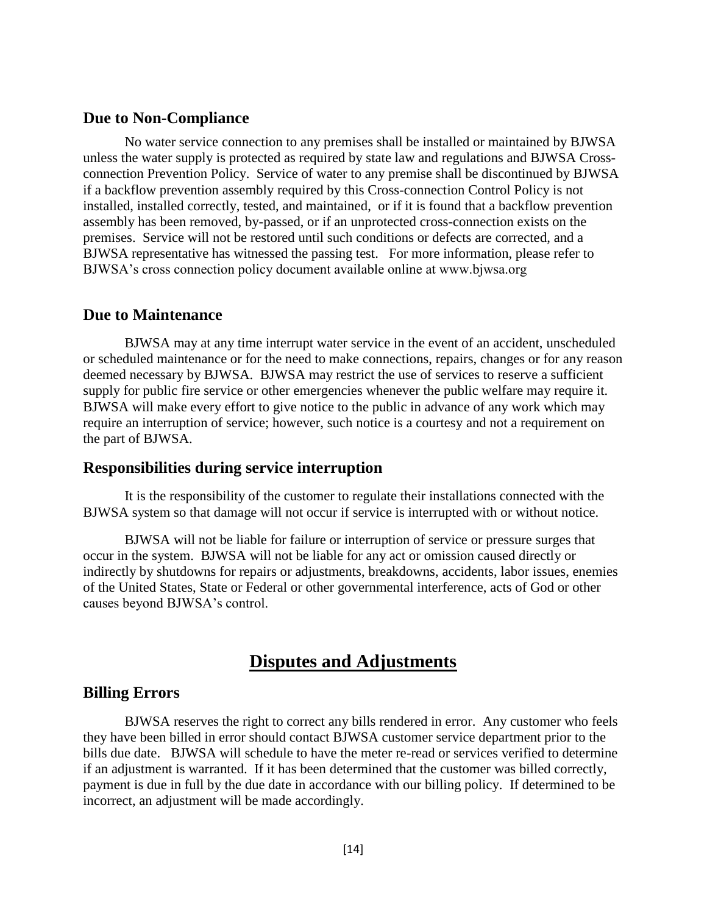### Due to Non-Compliance

No water service connection to any premises shall be installed or maintained by BJWSA unless the water supply is protected as required by state law and regulations and BJWSA Cross-connection Prevention Policy. Service of water to any premise shall be discontinued by BJWSA if a backflow prevention assembly required by this Cross-connection Control Policy is not installed, installed correctly, tested, and maintained, or if it is found that a backflow prevention assembly has been removed, by-passed, or if an unprotected cross-connection exists on the premises. Service will not be restored until such conditions or defects are corrected, and a BJWSA representative has witnessed the passing test. For more information, please refer to BJWSA's cross connection policy document available online at www.bjwsa.org

### Due to Maintenance

BJWSA may at any time interrupt water service in the event of an accident, unscheduled or scheduled maintenance or for the need to make connections, repairs, changes or for any reason deemed necessary by BJWSA. BJWSA may restrict the use of services to reserve a sufficient supply for public fire service or other emergencies whenever the public welfare may require it. BJWSA will make every effort to give notice to the public in advance of any work which may require an interruption of service; however, such notice is a courtesy and not a requirement on the part of BJWSA.

### Responsibilities during service interruption

It is the responsibility of the customer to regulate their installations connected with the BJWSA system so that damage will not occur if service is interrupted with or without notice.

BJWSA will not be liable for failure or interruption of service or pressure surges that occur in the system. BJWSA will not be liable for any act or omission caused directly or indirectly by shutdowns for repairs or adjustments, breakdowns, accidents, labor issues, enemies of the United States, State or Federal or other governmental interference, acts of God or other causes beyond BJWSA's control.

## Disputes and Adjustments

### Billing Errors

BJWSA reserves the right to correct any bills rendered in error. Any customer who feels they have been billed in error should contact BJWSA customer service department prior to the bills due date. BJWSA will schedule to have the meter re-read or services verified to determine if an adjustment is warranted. If it has been determined that the customer was billed correctly, payment is due in full by the due date in accordance with our billing policy. If determined to be incorrect, an adjustment will be made accordingly.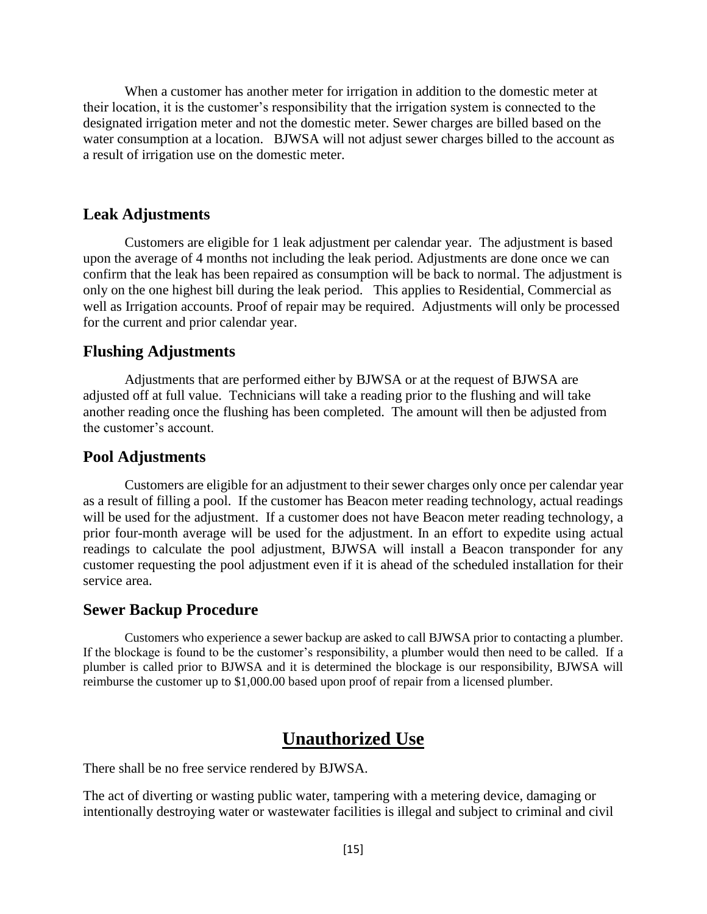When a customer has another meter for irrigation in addition to the domestic meter at their location, it is the customer's responsibility that the irrigation system is connected to the designated irrigation meter and not the domestic meter. Sewer charges are billed based on the water consumption at a location. BJWSA will not adjust sewer charges billed to the account as a result of irrigation use on the domestic meter.

## Leak Adjustments

Customers are eligible for 1 leak adjustment per calendar year. The adjustment is based upon the average of 4 months not including the leak period. Adjustments are done once we can confirm that the leak has been repaired as consumption will be back to normal. The adjustment is only on the one highest bill during the leak period. This applies to Residential, Commercial as well as Irrigation accounts. Proof of repair may be required. Adjustments will only be processed for the current and prior calendar year.

## Flushing Adjustments

Adjustments that are performed either by BJWSA or at the request of BJWSA are adjusted off at full value. Technicians will take a reading prior to the flushing and will take another reading once the flushing has been completed. The amount will then be adjusted from the customer's account.

## Pool Adjustments

Customers are eligible for an adjustment to their sewer charges only once per calendar year as a result of filling a pool. If the customer has Beacon meter reading technology, actual readings will be used for the adjustment. If a customer does not have Beacon meter reading technology, a prior four-month average will be used for the adjustment. In an effort to expedite using actual readings to calculate the pool adjustment, BJWSA will install a Beacon transponder for any customer requesting the pool adjustment even if it is ahead of the scheduled installation for their service area.

## Sewer Backup Procedure

Customers who experience a sewer backup are asked to call BJWSA prior to contacting a plumber. If the blockage is found to be the customer's responsibility, a plumber would then need to be called. If a plumber is called prior to BJWSA and it is determined the blockage is our responsibility, BJWSA will reimburse the customer up to $1,000.00 based upon proof of repair from a licensed plumber.

# Unauthorized Use

There shall be no free service rendered by BJWSA.

The act of diverting or wasting public water, tampering with a metering device, damaging or intentionally destroying water or wastewater facilities is illegal and subject to criminal and civil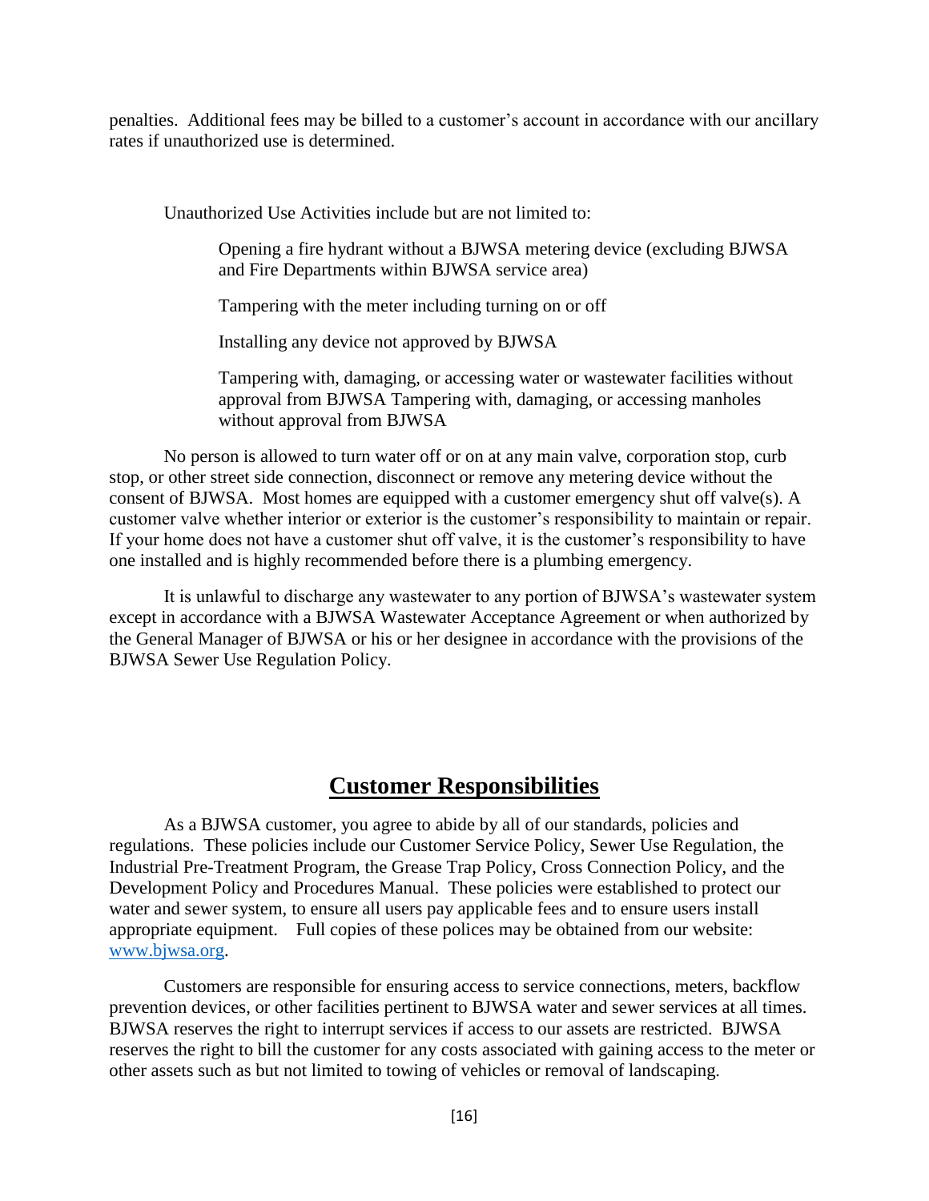penalties. Additional fees may be billed to a customer's account in accordance with our ancillary rates if unauthorized use is determined.

Unauthorized Use Activities include but are not limited to:

> Opening a fire hydrant without a BJWSA metering device (excluding BJWSA and Fire Departments within BJWSA service area)
>
> Tampering with the meter including turning on or off
>
> Installing any device not approved by BJWSA
>
> Tampering with, damaging, or accessing water or wastewater facilities without approval from BJWSA Tampering with, damaging, or accessing manholes without approval from BJWSA

No person is allowed to turn water off or on at any main valve, corporation stop, curb stop, or other street side connection, disconnect or remove any metering device without the consent of BJWSA. Most homes are equipped with a customer emergency shut off valve(s). A customer valve whether interior or exterior is the customer's responsibility to maintain or repair. If your home does not have a customer shut off valve, it is the customer's responsibility to have one installed and is highly recommended before there is a plumbing emergency.

It is unlawful to discharge any wastewater to any portion of BJWSA's wastewater system except in accordance with a BJWSA Wastewater Acceptance Agreement or when authorized by the General Manager of BJWSA or his or her designee in accordance with the provisions of the BJWSA Sewer Use Regulation Policy.

## Customer Responsibilities

As a BJWSA customer, you agree to abide by all of our standards, policies and regulations. These policies include our Customer Service Policy, Sewer Use Regulation, the Industrial Pre-Treatment Program, the Grease Trap Policy, Cross Connection Policy, and the Development Policy and Procedures Manual. These policies were established to protect our water and sewer system, to ensure all users pay applicable fees and to ensure users install appropriate equipment. Full copies of these polices may be obtained from our website: www.bjwsa.org.

Customers are responsible for ensuring access to service connections, meters, backflow prevention devices, or other facilities pertinent to BJWSA water and sewer services at all times. BJWSA reserves the right to interrupt services if access to our assets are restricted. BJWSA reserves the right to bill the customer for any costs associated with gaining access to the meter or other assets such as but not limited to towing of vehicles or removal of landscaping.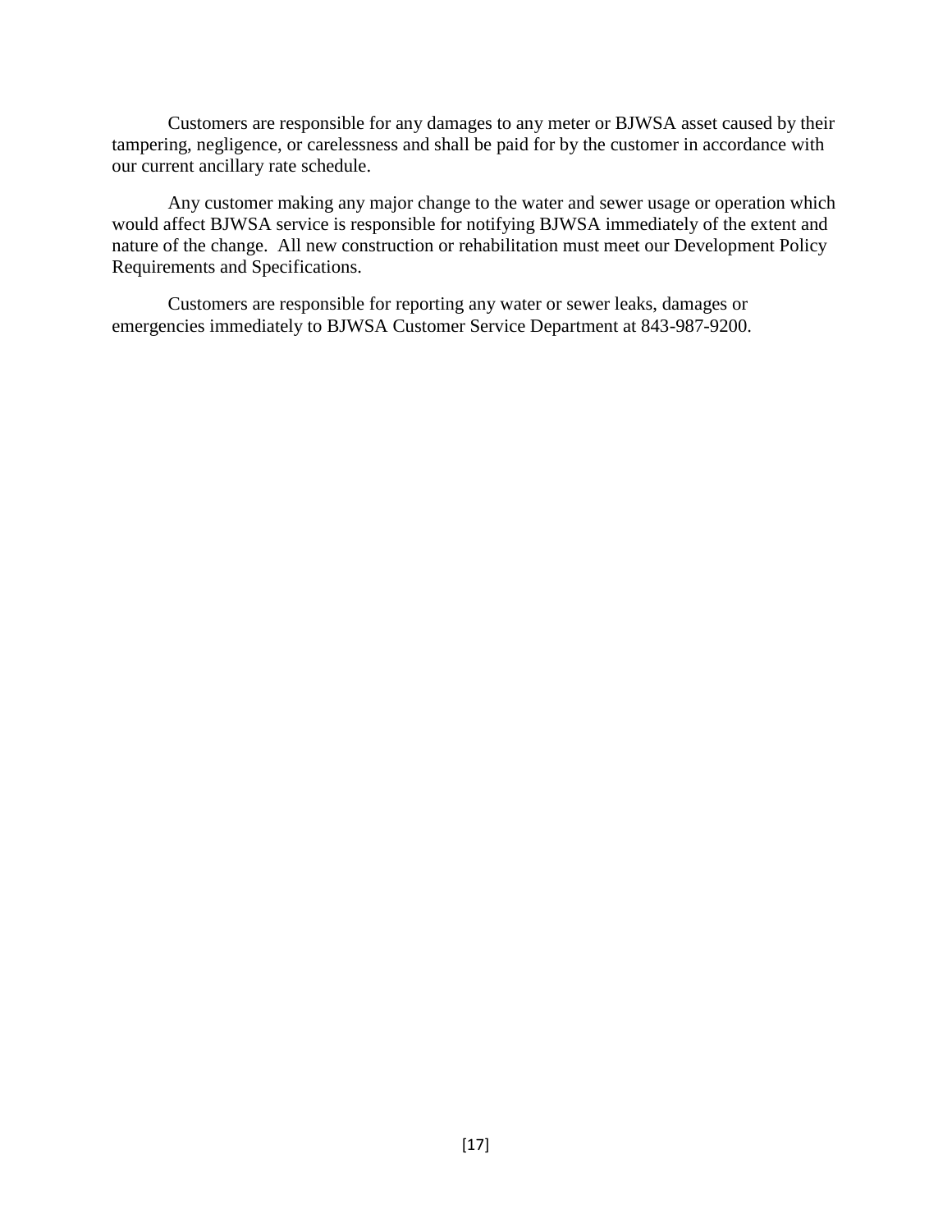Customers are responsible for any damages to any meter or BJWSA asset caused by their tampering, negligence, or carelessness and shall be paid for by the customer in accordance with our current ancillary rate schedule.

Any customer making any major change to the water and sewer usage or operation which would affect BJWSA service is responsible for notifying BJWSA immediately of the extent and nature of the change. All new construction or rehabilitation must meet our Development Policy Requirements and Specifications.

Customers are responsible for reporting any water or sewer leaks, damages or emergencies immediately to BJWSA Customer Service Department at 843-987-9200.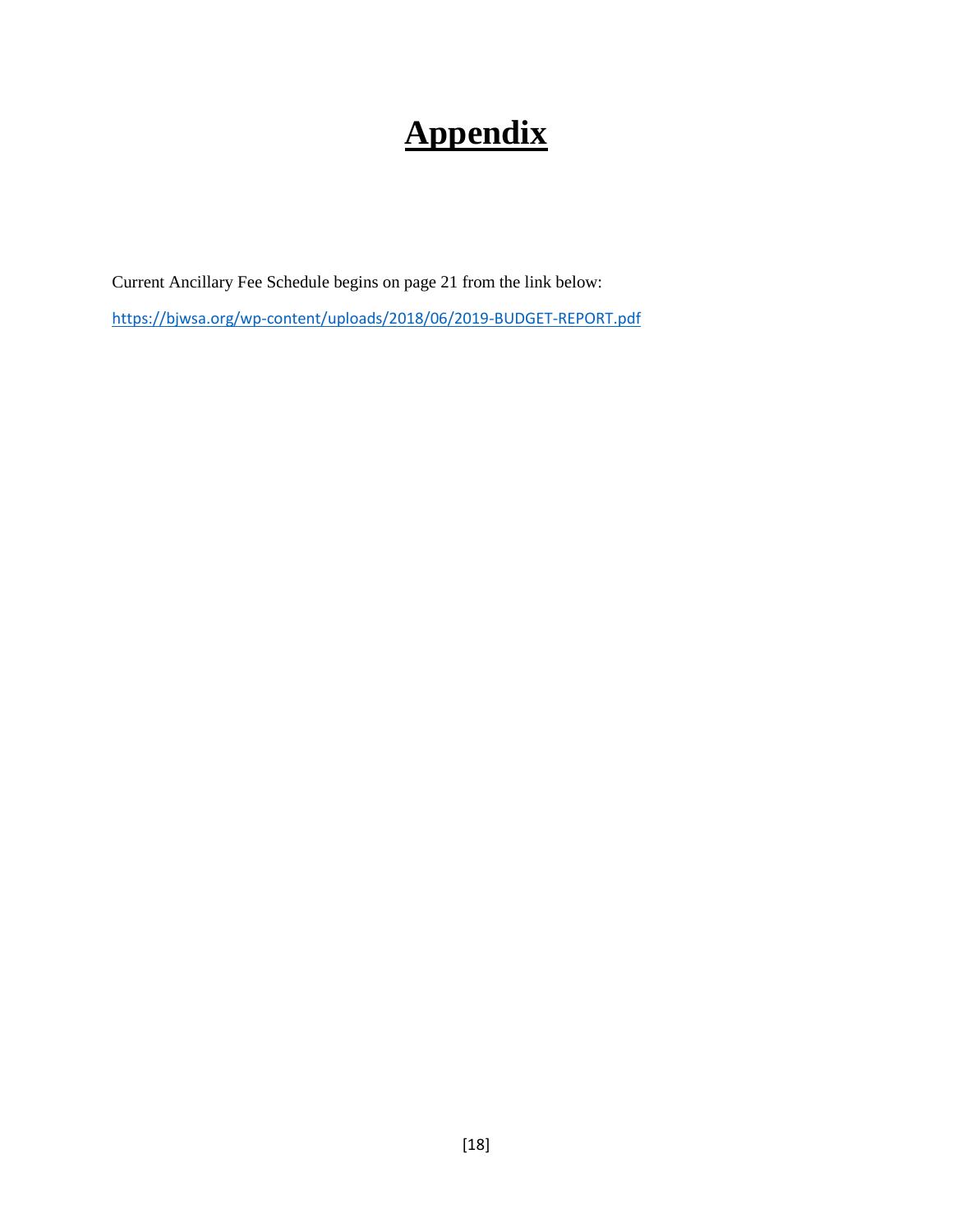# Appendix

Current Ancillary Fee Schedule begins on page 21 from the link below:

https://bjwsa.org/wp-content/uploads/2018/06/2019-BUDGET-REPORT.pdf